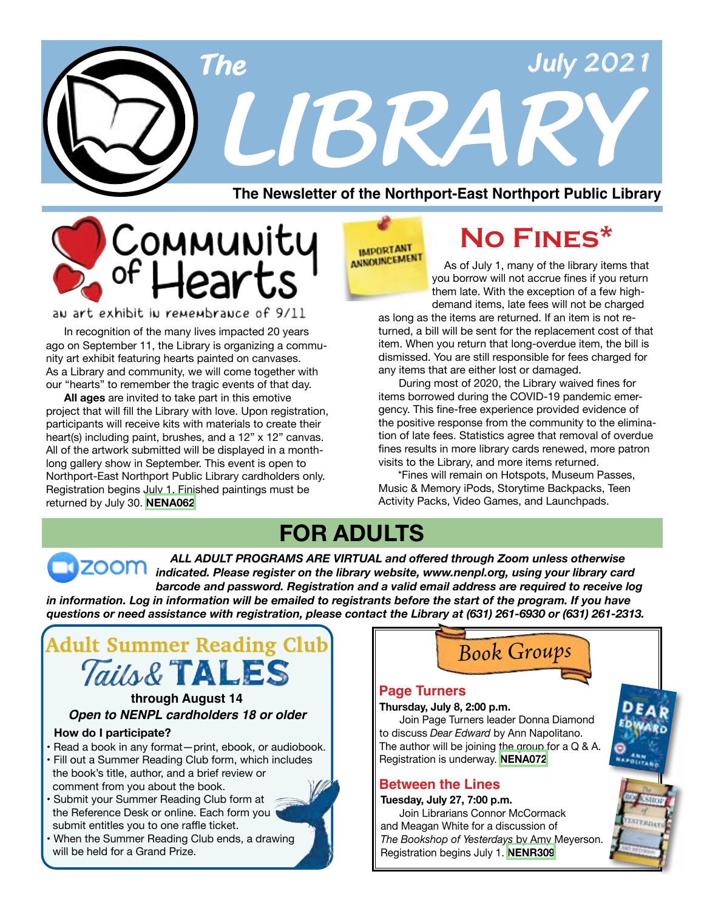# The LIBRARY

July 2021

**The Newsletter of the Northport-East Northport Public Library**

## Community of Hearts

an art exhibit in remembrance of 9/11

In recognition of the many lives impacted 20 years ago on September 11, the Library is organizing a community art exhibit featuring hearts painted on canvases. As a Library and community, we will come together with our "hearts" to remember the tragic events of that day.

**All ages** are invited to take part in this emotive project that will fill the Library with love. Upon registration, participants will receive kits with materials to create their heart(s) including paint, brushes, and a 12" x 12" canvas. All of the artwork submitted will be displayed in a month-long gallery show in September. This event is open to Northport-East Northport Public Library cardholders only. Registration begins July 1. Finished paintings must be returned by July 30. **NENA062**

## No Fines*

IMPORTANT ANNOUNCEMENT

As of July 1, many of the library items that you borrow will not accrue fines if you return them late. With the exception of a few high-demand items, late fees will not be charged as long as the items are returned. If an item is not returned, a bill will be sent for the replacement cost of that item. When you return that long-overdue item, the bill is dismissed. You are still responsible for fees charged for any items that are either lost or damaged.

During most of 2020, the Library waived fines for items borrowed during the COVID-19 pandemic emergency. This fine-free experience provided evidence of the positive response from the community to the elimination of late fees. Statistics agree that removal of overdue fines results in more library cards renewed, more patron visits to the Library, and more items returned.

*Fines will remain on Hotspots, Museum Passes, Music & Memory iPods, Storytime Backpacks, Teen Activity Packs, Video Games, and Launchpads.

# FOR ADULTS

zoom

***ALL ADULT PROGRAMS ARE VIRTUAL and offered through Zoom unless otherwise indicated. Please register on the library website, www.nenpl.org, using your library card barcode and password. Registration and a valid email address are required to receive log in information. Log in information will be emailed to registrants before the start of the program. If you have questions or need assistance with registration, please contact the Library at (631) 261-6930 or (631) 261-2313.***

## Adult Summer Reading Club

### Tails & TALES

**through August 14**

***Open to NENPL cardholders 18 or older***

**How do I participate?**

- Read a book in any format—print, ebook, or audiobook.
- Fill out a Summer Reading Club form, which includes the book's title, author, and a brief review or comment from you about the book.
- Submit your Summer Reading Club form at the Reference Desk or online. Each form you submit entitles you to one raffle ticket.
- When the Summer Reading Club ends, a drawing will be held for a Grand Prize.

## Book Groups

### Page Turners

**Thursday, July 8, 2:00 p.m.**

Join Page Turners leader Donna Diamond to discuss *Dear Edward* by Ann Napolitano. The author will be joining the group for a Q & A. Registration is underway. **NENA072**

### Between the Lines

**Tuesday, July 27, 7:00 p.m.**

Join Librarians Connor McCormack and Meagan White for a discussion of *The Bookshop of Yesterdays* by Amy Meyerson. Registration begins July 1. **NENR309**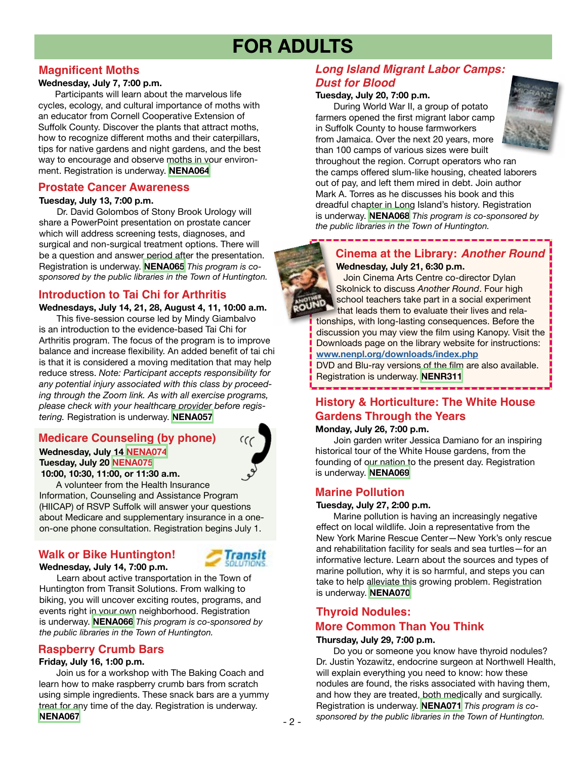# FOR ADULTS

## Magnificent Moths

**Wednesday, July 7, 7:00 p.m.**

Participants will learn about the marvelous life cycles, ecology, and cultural importance of moths with an educator from Cornell Cooperative Extension of Suffolk County. Discover the plants that attract moths, how to recognize different moths and their caterpillars, tips for native gardens and night gardens, and the best way to encourage and observe moths in your environment. Registration is underway. **NENA064**

## Prostate Cancer Awareness

**Tuesday, July 13, 7:00 p.m.**

Dr. David Golombos of Stony Brook Urology will share a PowerPoint presentation on prostate cancer which will address screening tests, diagnoses, and surgical and non-surgical treatment options. There will be a question and answer period after the presentation. Registration is underway. **NENA065** *This program is co-sponsored by the public libraries in the Town of Huntington.*

## Introduction to Tai Chi for Arthritis

**Wednesdays, July 14, 21, 28, August 4, 11, 10:00 a.m.**

This five-session course led by Mindy Giambalvo is an introduction to the evidence-based Tai Chi for Arthritis program. The focus of the program is to improve balance and increase flexibility. An added benefit of tai chi is that it is considered a moving meditation that may help reduce stress. *Note: Participant accepts responsibility for any potential injury associated with this class by proceeding through the Zoom link. As with all exercise programs, please check with your healthcare provider before registering.* Registration is underway. **NENA057**

## Medicare Counseling (by phone)

**Wednesday, July 14 NENA074**
**Tuesday, July 20 NENA075**
**10:00, 10:30, 11:00, or 11:30 a.m.**

A volunteer from the Health Insurance Information, Counseling and Assistance Program (HIICAP) of RSVP Suffolk will answer your questions about Medicare and supplementary insurance in a one-on-one phone consultation. Registration begins July 1.

## Walk or Bike Huntington!

**Wednesday, July 14, 7:00 p.m.**

Learn about active transportation in the Town of Huntington from Transit Solutions. From walking to biking, you will uncover exciting routes, programs, and events right in your own neighborhood. Registration is underway. **NENA066** *This program is co-sponsored by the public libraries in the Town of Huntington.*

## Raspberry Crumb Bars

**Friday, July 16, 1:00 p.m.**

Join us for a workshop with The Baking Coach and learn how to make raspberry crumb bars from scratch using simple ingredients. These snack bars are a yummy treat for any time of the day. Registration is underway. **NENA067**

## *Long Island Migrant Labor Camps: Dust for Blood*

**Tuesday, July 20, 7:00 p.m.**

During World War II, a group of potato farmers opened the first migrant labor camp in Suffolk County to house farmworkers from Jamaica. Over the next 20 years, more than 100 camps of various sizes were built throughout the region. Corrupt operators who ran the camps offered slum-like housing, cheated laborers out of pay, and left them mired in debt. Join author Mark A. Torres as he discusses his book and this dreadful chapter in Long Island's history. Registration is underway. **NENA068** *This program is co-sponsored by the public libraries in the Town of Huntington.*

## Cinema at the Library: *Another Round*

**Wednesday, July 21, 6:30 p.m.**

Join Cinema Arts Centre co-director Dylan Skolnick to discuss *Another Round*. Four high school teachers take part in a social experiment that leads them to evaluate their lives and relationships, with long-lasting consequences. Before the discussion you may view the film using Kanopy. Visit the Downloads page on the library website for instructions: **www.nenpl.org/downloads/index.php**
DVD and Blu-ray versions of the film are also available. Registration is underway. **NENR311**

## History & Horticulture: The White House Gardens Through the Years

**Monday, July 26, 7:00 p.m.**

Join garden writer Jessica Damiano for an inspiring historical tour of the White House gardens, from the founding of our nation to the present day. Registration is underway. **NENA069**

## Marine Pollution

**Tuesday, July 27, 2:00 p.m.**

Marine pollution is having an increasingly negative effect on local wildlife. Join a representative from the New York Marine Rescue Center—New York's only rescue and rehabilitation facility for seals and sea turtles—for an informative lecture. Learn about the sources and types of marine pollution, why it is so harmful, and steps you can take to help alleviate this growing problem. Registration is underway. **NENA070**

## Thyroid Nodules: More Common Than You Think

**Thursday, July 29, 7:00 p.m.**

Do you or someone you know have thyroid nodules? Dr. Justin Yozawitz, endocrine surgeon at Northwell Health, will explain everything you need to know: how these nodules are found, the risks associated with having them, and how they are treated, both medically and surgically. Registration is underway. **NENA071** *This program is co-sponsored by the public libraries in the Town of Huntington.*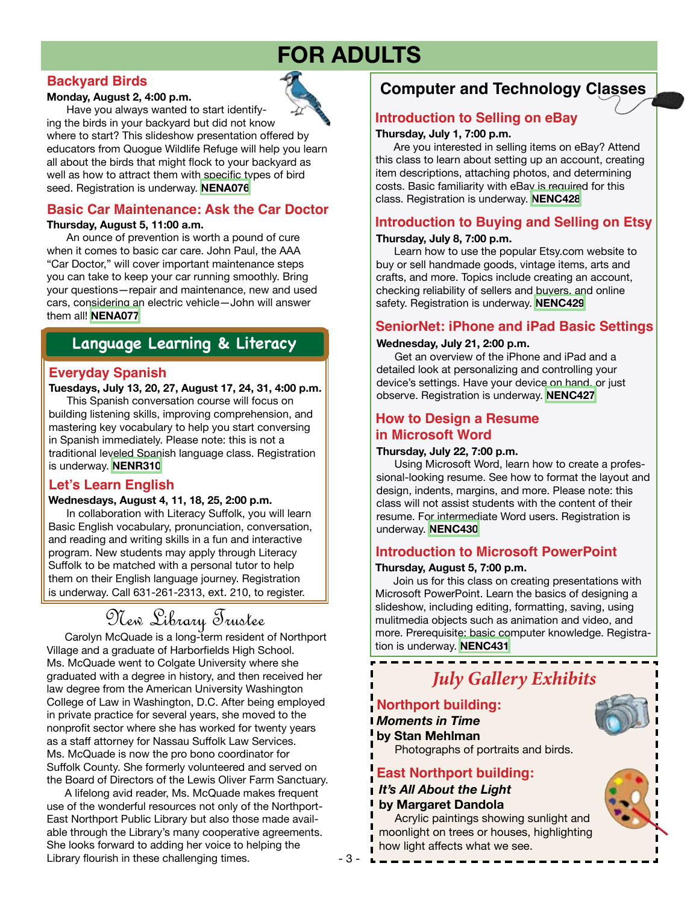# FOR ADULTS

## Backyard Birds

**Monday, August 2, 4:00 p.m.**

Have you always wanted to start identifying the birds in your backyard but did not know where to start? This slideshow presentation offered by educators from Quogue Wildlife Refuge will help you learn all about the birds that might flock to your backyard as well as how to attract them with specific types of bird seed. Registration is underway. **NENA076**

## Basic Car Maintenance: Ask the Car Doctor

**Thursday, August 5, 11:00 a.m.**

An ounce of prevention is worth a pound of cure when it comes to basic car care. John Paul, the AAA "Car Doctor," will cover important maintenance steps you can take to keep your car running smoothly. Bring your questions—repair and maintenance, new and used cars, considering an electric vehicle—John will answer them all! **NENA077**

## Language Learning & Literacy

### Everyday Spanish

**Tuesdays, July 13, 20, 27, August 17, 24, 31, 4:00 p.m.**

This Spanish conversation course will focus on building listening skills, improving comprehension, and mastering key vocabulary to help you start conversing in Spanish immediately. Please note: this is not a traditional leveled Spanish language class. Registration is underway. **NENR310**

### Let's Learn English

**Wednesdays, August 4, 11, 18, 25, 2:00 p.m.**

In collaboration with Literacy Suffolk, you will learn Basic English vocabulary, pronunciation, conversation, and reading and writing skills in a fun and interactive program. New students may apply through Literacy Suffolk to be matched with a personal tutor to help them on their English language journey. Registration is underway. Call 631-261-2313, ext. 210, to register.

## New Library Trustee

Carolyn McQuade is a long-term resident of Northport Village and a graduate of Harborfields High School. Ms. McQuade went to Colgate University where she graduated with a degree in history, and then received her law degree from the American University Washington College of Law in Washington, D.C. After being employed in private practice for several years, she moved to the nonprofit sector where she has worked for twenty years as a staff attorney for Nassau Suffolk Law Services. Ms. McQuade is now the pro bono coordinator for Suffolk County. She formerly volunteered and served on the Board of Directors of the Lewis Oliver Farm Sanctuary.

A lifelong avid reader, Ms. McQuade makes frequent use of the wonderful resources not only of the Northport-East Northport Public Library but also those made available through the Library's many cooperative agreements. She looks forward to adding her voice to helping the Library flourish in these challenging times.

## Computer and Technology Classes

### Introduction to Selling on eBay

**Thursday, July 1, 7:00 p.m.**

Are you interested in selling items on eBay? Attend this class to learn about setting up an account, creating item descriptions, attaching photos, and determining costs. Basic familiarity with eBay is required for this class. Registration is underway. **NENC428**

### Introduction to Buying and Selling on Etsy

**Thursday, July 8, 7:00 p.m.**

Learn how to use the popular Etsy.com website to buy or sell handmade goods, vintage items, arts and crafts, and more. Topics include creating an account, checking reliability of sellers and buyers, and online safety. Registration is underway. **NENC429**

### SeniorNet: iPhone and iPad Basic Settings

**Wednesday, July 21, 2:00 p.m.**

Get an overview of the iPhone and iPad and a detailed look at personalizing and controlling your device's settings. Have your device on hand, or just observe. Registration is underway. **NENC427**

### How to Design a Resume in Microsoft Word

**Thursday, July 22, 7:00 p.m.**

Using Microsoft Word, learn how to create a professional-looking resume. See how to format the layout and design, indents, margins, and more. Please note: this class will not assist students with the content of their resume. For intermediate Word users. Registration is underway. **NENC430**

### Introduction to Microsoft PowerPoint

**Thursday, August 5, 7:00 p.m.**

Join us for this class on creating presentations with Microsoft PowerPoint. Learn the basics of designing a slideshow, including editing, formatting, saving, using mulitmedia objects such as animation and video, and more. Prerequisite: basic computer knowledge. Registration is underway. **NENC431**

## *July Gallery Exhibits*

### Northport building:

***Moments in Time***
**by Stan Mehlman**

Photographs of portraits and birds.

### East Northport building:

***It's All About the Light***
**by Margaret Dandola**

Acrylic paintings showing sunlight and moonlight on trees or houses, highlighting how light affects what we see.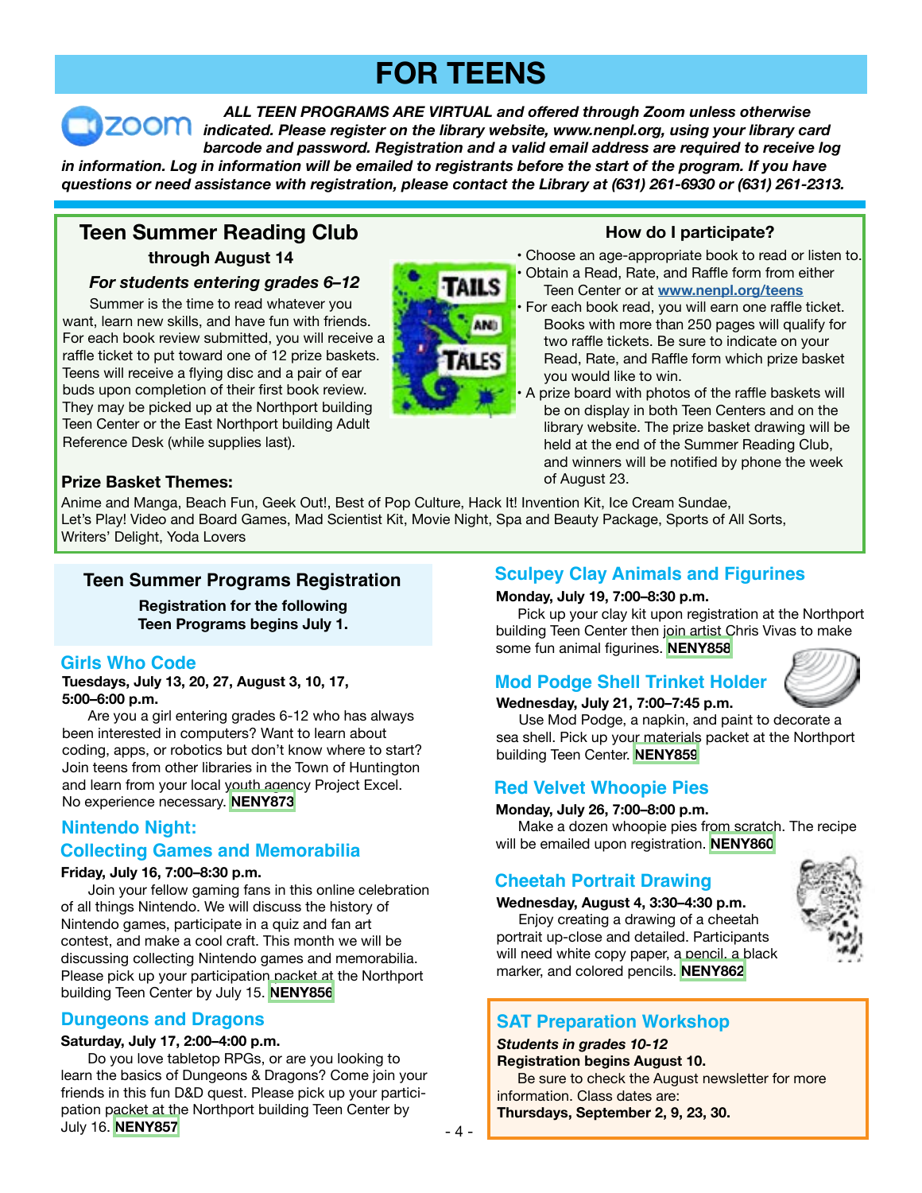# FOR TEENS

***ALL TEEN PROGRAMS ARE VIRTUAL and offered through Zoom unless otherwise indicated. Please register on the library website, www.nenpl.org, using your library card barcode and password. Registration and a valid email address are required to receive log in information. Log in information will be emailed to registrants before the start of the program. If you have questions or need assistance with registration, please contact the Library at (631) 261-6930 or (631) 261-2313.***

## Teen Summer Reading Club

**through August 14**

***For students entering grades 6–12***

Summer is the time to read whatever you want, learn new skills, and have fun with friends. For each book review submitted, you will receive a raffle ticket to put toward one of 12 prize baskets. Teens will receive a flying disc and a pair of ear buds upon completion of their first book review. They may be picked up at the Northport building Teen Center or the East Northport building Adult Reference Desk (while supplies last).

TAILS AND TALES

### How do I participate?

- Choose an age-appropriate book to read or listen to.
- Obtain a Read, Rate, and Raffle form from either Teen Center or at www.nenpl.org/teens
- For each book read, you will earn one raffle ticket. Books with more than 250 pages will qualify for two raffle tickets. Be sure to indicate on your Read, Rate, and Raffle form which prize basket you would like to win.
- A prize board with photos of the raffle baskets will be on display in both Teen Centers and on the library website. The prize basket drawing will be held at the end of the Summer Reading Club, and winners will be notified by phone the week of August 23.

**Prize Basket Themes:**

Anime and Manga, Beach Fun, Geek Out!, Best of Pop Culture, Hack It! Invention Kit, Ice Cream Sundae, Let's Play! Video and Board Games, Mad Scientist Kit, Movie Night, Spa and Beauty Package, Sports of All Sorts, Writers' Delight, Yoda Lovers

## Teen Summer Programs Registration

**Registration for the following Teen Programs begins July 1.**

### Girls Who Code

**Tuesdays, July 13, 20, 27, August 3, 10, 17, 5:00–6:00 p.m.**

Are you a girl entering grades 6-12 who has always been interested in computers? Want to learn about coding, apps, or robotics but don't know where to start? Join teens from other libraries in the Town of Huntington and learn from your local youth agency Project Excel. No experience necessary. **NENY873**

### Nintendo Night: Collecting Games and Memorabilia

**Friday, July 16, 7:00–8:30 p.m.**

Join your fellow gaming fans in this online celebration of all things Nintendo. We will discuss the history of Nintendo games, participate in a quiz and fan art contest, and make a cool craft. This month we will be discussing collecting Nintendo games and memorabilia. Please pick up your participation packet at the Northport building Teen Center by July 15. **NENY856**

### Dungeons and Dragons

**Saturday, July 17, 2:00–4:00 p.m.**

Do you love tabletop RPGs, or are you looking to learn the basics of Dungeons & Dragons? Come join your friends in this fun D&D quest. Please pick up your participation packet at the Northport building Teen Center by July 16. **NENY857**

### Sculpey Clay Animals and Figurines

**Monday, July 19, 7:00–8:30 p.m.**

Pick up your clay kit upon registration at the Northport building Teen Center then join artist Chris Vivas to make some fun animal figurines. **NENY858**

### Mod Podge Shell Trinket Holder

**Wednesday, July 21, 7:00–7:45 p.m.**

Use Mod Podge, a napkin, and paint to decorate a sea shell. Pick up your materials packet at the Northport building Teen Center. **NENY859**

### Red Velvet Whoopie Pies

**Monday, July 26, 7:00–8:00 p.m.**

Make a dozen whoopie pies from scratch. The recipe will be emailed upon registration. **NENY860**

### Cheetah Portrait Drawing

**Wednesday, August 4, 3:30–4:30 p.m.**

Enjoy creating a drawing of a cheetah portrait up-close and detailed. Participants will need white copy paper, a pencil, a black marker, and colored pencils. **NENY862**

### SAT Preparation Workshop

***Students in grades 10-12***

**Registration begins August 10.**

Be sure to check the August newsletter for more information. Class dates are:

**Thursdays, September 2, 9, 23, 30.**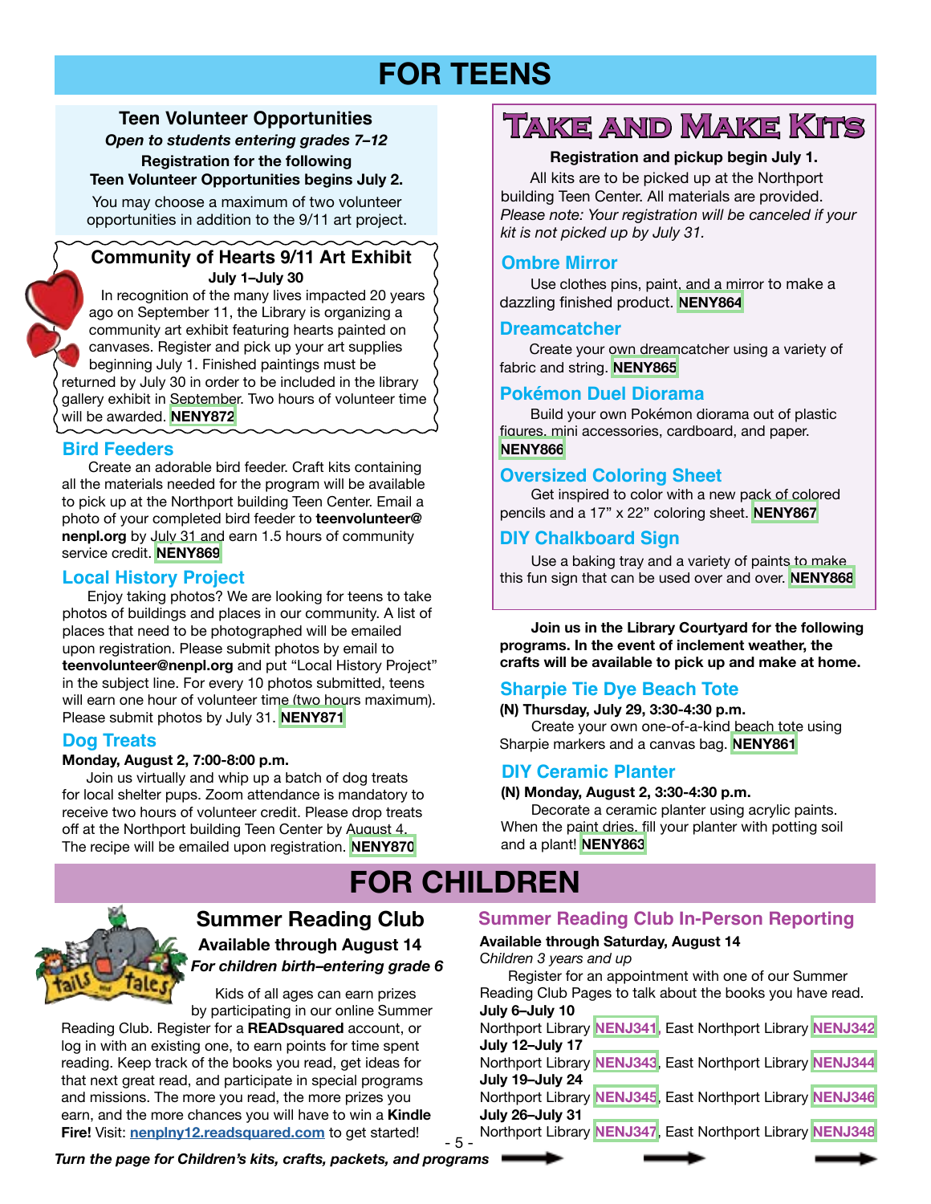# FOR TEENS

## Teen Volunteer Opportunities

***Open to students entering grades 7–12***

**Registration for the following Teen Volunteer Opportunities begins July 2.**

You may choose a maximum of two volunteer opportunities in addition to the 9/11 art project.

### Community of Hearts 9/11 Art Exhibit

**July 1–July 30**

In recognition of the many lives impacted 20 years ago on September 11, the Library is organizing a community art exhibit featuring hearts painted on canvases. Register and pick up your art supplies beginning July 1. Finished paintings must be returned by July 30 in order to be included in the library gallery exhibit in September. Two hours of volunteer time will be awarded. **NENY872**

### Bird Feeders

Create an adorable bird feeder. Craft kits containing all the materials needed for the program will be available to pick up at the Northport building Teen Center. Email a photo of your completed bird feeder to **teenvolunteer@nenpl.org** by July 31 and earn 1.5 hours of community service credit. **NENY869**

### Local History Project

Enjoy taking photos? We are looking for teens to take photos of buildings and places in our community. A list of places that need to be photographed will be emailed upon registration. Please submit photos by email to **teenvolunteer@nenpl.org** and put "Local History Project" in the subject line. For every 10 photos submitted, teens will earn one hour of volunteer time (two hours maximum). Please submit photos by July 31. **NENY871**

### Dog Treats

**Monday, August 2, 7:00-8:00 p.m.**

Join us virtually and whip up a batch of dog treats for local shelter pups. Zoom attendance is mandatory to receive two hours of volunteer credit. Please drop treats off at the Northport building Teen Center by August 4. The recipe will be emailed upon registration. **NENY870**

## Take and Make Kits

**Registration and pickup begin July 1.**

All kits are to be picked up at the Northport building Teen Center. All materials are provided. *Please note: Your registration will be canceled if your kit is not picked up by July 31.*

### Ombre Mirror

Use clothes pins, paint, and a mirror to make a dazzling finished product. **NENY864**

### Dreamcatcher

Create your own dreamcatcher using a variety of fabric and string. **NENY865**

### Pokémon Duel Diorama

Build your own Pokémon diorama out of plastic figures, mini accessories, cardboard, and paper. **NENY866**

### Oversized Coloring Sheet

Get inspired to color with a new pack of colored pencils and a 17" x 22" coloring sheet. **NENY867**

### DIY Chalkboard Sign

Use a baking tray and a variety of paints to make this fun sign that can be used over and over. **NENY868**

**Join us in the Library Courtyard for the following programs. In the event of inclement weather, the crafts will be available to pick up and make at home.**

### Sharpie Tie Dye Beach Tote

**(N) Thursday, July 29, 3:30-4:30 p.m.**

Create your own one-of-a-kind beach tote using Sharpie markers and a canvas bag. **NENY861**

### DIY Ceramic Planter

**(N) Monday, August 2, 3:30-4:30 p.m.**

Decorate a ceramic planter using acrylic paints. When the paint dries, fill your planter with potting soil and a plant! **NENY863**

# FOR CHILDREN

## Summer Reading Club

**Available through August 14**

***For children birth–entering grade 6***

Kids of all ages can earn prizes by participating in our online Summer Reading Club. Register for a **READsquared** account, or log in with an existing one, to earn points for time spent reading. Keep track of the books you read, get ideas for that next great read, and participate in special programs and missions. The more you read, the more prizes you earn, and the more chances you will have to win a **Kindle Fire!** Visit: **nenplny12.readsquared.com** to get started!

## Summer Reading Club In-Person Reporting

**Available through Saturday, August 14**

*Children 3 years and up*

Register for an appointment with one of our Summer Reading Club Pages to talk about the books you have read.

**July 6–July 10**
Northport Library **NENJ341**, East Northport Library **NENJ342**

**July 12–July 17**
Northport Library **NENJ343**, East Northport Library **NENJ344**

**July 19–July 24**
Northport Library **NENJ345**, East Northport Library **NENJ346**

**July 26–July 31**
Northport Library **NENJ347**, East Northport Library **NENJ348**

***Turn the page for Children's kits, crafts, packets, and programs***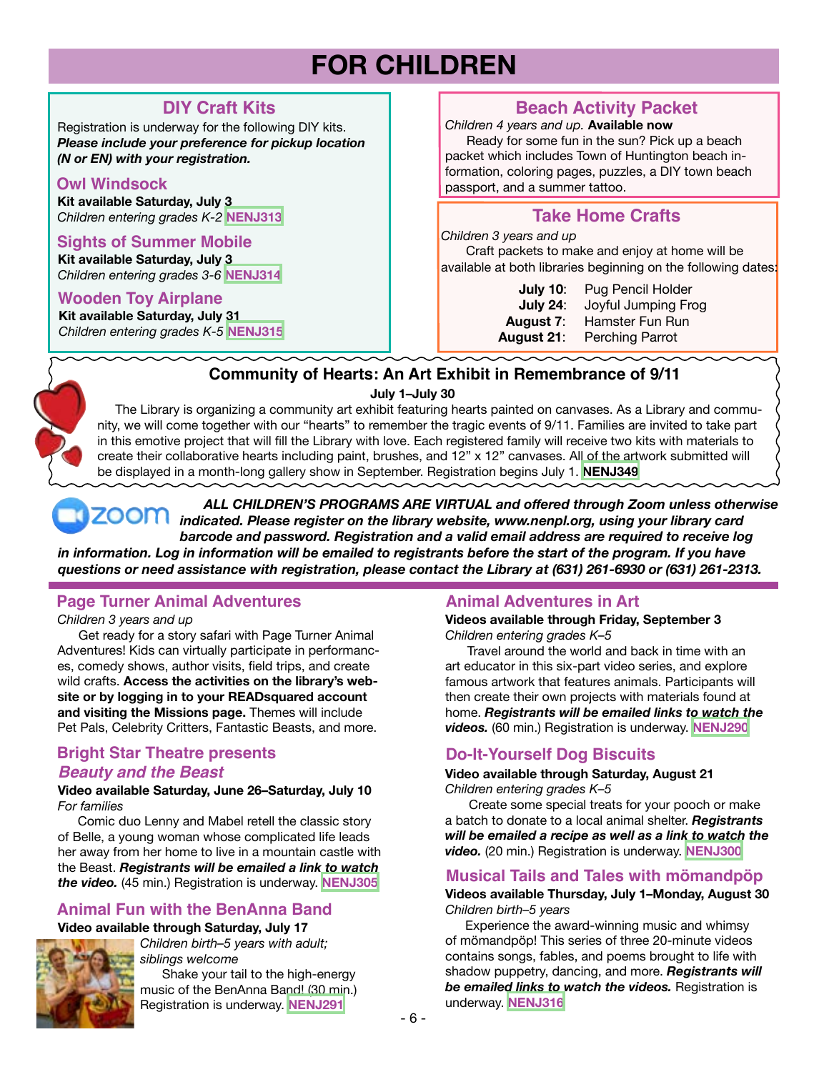# FOR CHILDREN

## DIY Craft Kits

Registration is underway for the following DIY kits. ***Please include your preference for pickup location (N or EN) with your registration.***

### Owl Windsock

**Kit available Saturday, July 3**
*Children entering grades K-2* **NENJ313**

### Sights of Summer Mobile

**Kit available Saturday, July 3**
*Children entering grades 3-6* **NENJ314**

### Wooden Toy Airplane

**Kit available Saturday, July 31**
*Children entering grades K-5* **NENJ315**

## Beach Activity Packet

*Children 4 years and up.* **Available now**

Ready for some fun in the sun? Pick up a beach packet which includes Town of Huntington beach information, coloring pages, puzzles, a DIY town beach passport, and a summer tattoo.

## Take Home Crafts

*Children 3 years and up*

Craft packets to make and enjoy at home will be available at both libraries beginning on the following dates:

**July 10**: Pug Pencil Holder
**July 24**: Joyful Jumping Frog
**August 7**: Hamster Fun Run
**August 21**: Perching Parrot

## Community of Hearts: An Art Exhibit in Remembrance of 9/11

**July 1–July 30**

The Library is organizing a community art exhibit featuring hearts painted on canvases. As a Library and community, we will come together with our "hearts" to remember the tragic events of 9/11. Families are invited to take part in this emotive project that will fill the Library with love. Each registered family will receive two kits with materials to create their collaborative hearts including paint, brushes, and 12" x 12" canvases. All of the artwork submitted will be displayed in a month-long gallery show in September. Registration begins July 1. **NENJ349**

***ALL CHILDREN'S PROGRAMS ARE VIRTUAL and offered through Zoom unless otherwise indicated. Please register on the library website, www.nenpl.org, using your library card barcode and password. Registration and a valid email address are required to receive log in information. Log in information will be emailed to registrants before the start of the program. If you have questions or need assistance with registration, please contact the Library at (631) 261-6930 or (631) 261-2313.***

## Page Turner Animal Adventures

*Children 3 years and up*

Get ready for a story safari with Page Turner Animal Adventures! Kids can virtually participate in performances, comedy shows, author visits, field trips, and create wild crafts. **Access the activities on the library's website or by logging in to your READsquared account and visiting the Missions page.** Themes will include Pet Pals, Celebrity Critters, Fantastic Beasts, and more.

## Bright Star Theatre presents *Beauty and the Beast*

**Video available Saturday, June 26–Saturday, July 10**
*For families*

Comic duo Lenny and Mabel retell the classic story of Belle, a young woman whose complicated life leads her away from her home to live in a mountain castle with the Beast. ***Registrants will be emailed a link to watch the video.*** (45 min.) Registration is underway. **NENJ305**

## Animal Fun with the BenAnna Band

**Video available through Saturday, July 17**
*Children birth–5 years with adult; siblings welcome*

Shake your tail to the high-energy music of the BenAnna Band! (30 min.) Registration is underway. **NENJ291**

## Animal Adventures in Art

**Videos available through Friday, September 3**
*Children entering grades K–5*

Travel around the world and back in time with an art educator in this six-part video series, and explore famous artwork that features animals. Participants will then create their own projects with materials found at home. ***Registrants will be emailed links to watch the videos.*** (60 min.) Registration is underway. **NENJ290**

## Do-It-Yourself Dog Biscuits

**Video available through Saturday, August 21**
*Children entering grades K–5*

Create some special treats for your pooch or make a batch to donate to a local animal shelter. ***Registrants will be emailed a recipe as well as a link to watch the video.*** (20 min.) Registration is underway. **NENJ300**

## Musical Tails and Tales with mömandpöp

**Videos available Thursday, July 1–Monday, August 30**
*Children birth–5 years*

Experience the award-winning music and whimsy of mömandpöp! This series of three 20-minute videos contains songs, fables, and poems brought to life with shadow puppetry, dancing, and more. ***Registrants will be emailed links to watch the videos.*** Registration is underway. **NENJ316**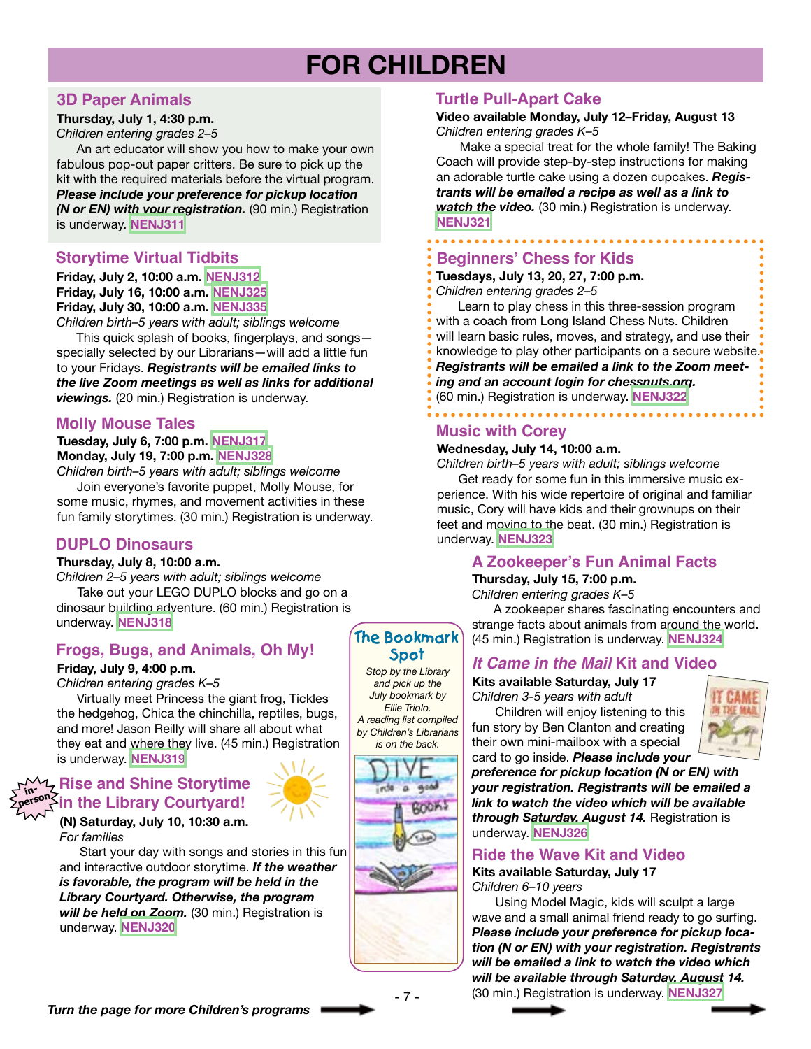# FOR CHILDREN

## 3D Paper Animals

**Thursday, July 1, 4:30 p.m.**
*Children entering grades 2–5*

An art educator will show you how to make your own fabulous pop-out paper critters. Be sure to pick up the kit with the required materials before the virtual program. ***Please include your preference for pickup location (N or EN) with your registration.*** (90 min.) Registration is underway. **NENJ311**

## Storytime Virtual Tidbits

**Friday, July 2, 10:00 a.m.** **NENJ312**
**Friday, July 16, 10:00 a.m.** **NENJ325**
**Friday, July 30, 10:00 a.m.** **NENJ335**
*Children birth–5 years with adult; siblings welcome*

This quick splash of books, fingerplays, and songs—specially selected by our Librarians—will add a little fun to your Fridays. ***Registrants will be emailed links to the live Zoom meetings as well as links for additional viewings.*** (20 min.) Registration is underway.

## Molly Mouse Tales

**Tuesday, July 6, 7:00 p.m.** **NENJ317**
**Monday, July 19, 7:00 p.m.** **NENJ328**
*Children birth–5 years with adult; siblings welcome*

Join everyone's favorite puppet, Molly Mouse, for some music, rhymes, and movement activities in these fun family storytimes. (30 min.) Registration is underway.

## DUPLO Dinosaurs

**Thursday, July 8, 10:00 a.m.**
*Children 2–5 years with adult; siblings welcome*

Take out your LEGO DUPLO blocks and go on a dinosaur building adventure. (60 min.) Registration is underway. **NENJ318**

## Frogs, Bugs, and Animals, Oh My!

**Friday, July 9, 4:00 p.m.**
*Children entering grades K–5*

Virtually meet Princess the giant frog, Tickles the hedgehog, Chica the chinchilla, reptiles, bugs, and more! Jason Reilly will share all about what they eat and where they live. (45 min.) Registration is underway. **NENJ319**

## Rise and Shine Storytime in the Library Courtyard!

in-person

**(N) Saturday, July 10, 10:30 a.m.**
*For families*

Start your day with songs and stories in this fun and interactive outdoor storytime. ***If the weather is favorable, the program will be held in the Library Courtyard. Otherwise, the program will be held on Zoom.*** (30 min.) Registration is underway. **NENJ320**

## The Bookmark Spot

*Stop by the Library and pick up the July bookmark by Ellie Triolo. A reading list compiled by Children's Librarians is on the back.*

## Turtle Pull-Apart Cake

**Video available Monday, July 12–Friday, August 13**
*Children entering grades K–5*

Make a special treat for the whole family! The Baking Coach will provide step-by-step instructions for making an adorable turtle cake using a dozen cupcakes. ***Registrants will be emailed a recipe as well as a link to watch the video.*** (30 min.) Registration is underway. **NENJ321**

## Beginners' Chess for Kids

**Tuesdays, July 13, 20, 27, 7:00 p.m.**
*Children entering grades 2–5*

Learn to play chess in this three-session program with a coach from Long Island Chess Nuts. Children will learn basic rules, moves, and strategy, and use their knowledge to play other participants on a secure website. ***Registrants will be emailed a link to the Zoom meeting and an account login for chessnuts.org.*** (60 min.) Registration is underway. **NENJ322**

## Music with Corey

**Wednesday, July 14, 10:00 a.m.**
*Children birth–5 years with adult; siblings welcome*

Get ready for some fun in this immersive music experience. With his wide repertoire of original and familiar music, Cory will have kids and their grownups on their feet and moving to the beat. (30 min.) Registration is underway. **NENJ323**

## A Zookeeper's Fun Animal Facts

**Thursday, July 15, 7:00 p.m.**
*Children entering grades K–5*

A zookeeper shares fascinating encounters and strange facts about animals from around the world. (45 min.) Registration is underway. **NENJ324**

## *It Came in the Mail* Kit and Video

**Kits available Saturday, July 17**
*Children 3-5 years with adult*

Children will enjoy listening to this fun story by Ben Clanton and creating their own mini-mailbox with a special card to go inside. ***Please include your preference for pickup location (N or EN) with your registration. Registrants will be emailed a link to watch the video which will be available through Saturday, August 14.*** Registration is underway. **NENJ326**

## Ride the Wave Kit and Video

**Kits available Saturday, July 17**
*Children 6–10 years*

Using Model Magic, kids will sculpt a large wave and a small animal friend ready to go surfing. ***Please include your preference for pickup location (N or EN) with your registration. Registrants will be emailed a link to watch the video which will be available through Saturday, August 14.*** (30 min.) Registration is underway. **NENJ327**

*Turn the page for more Children's programs*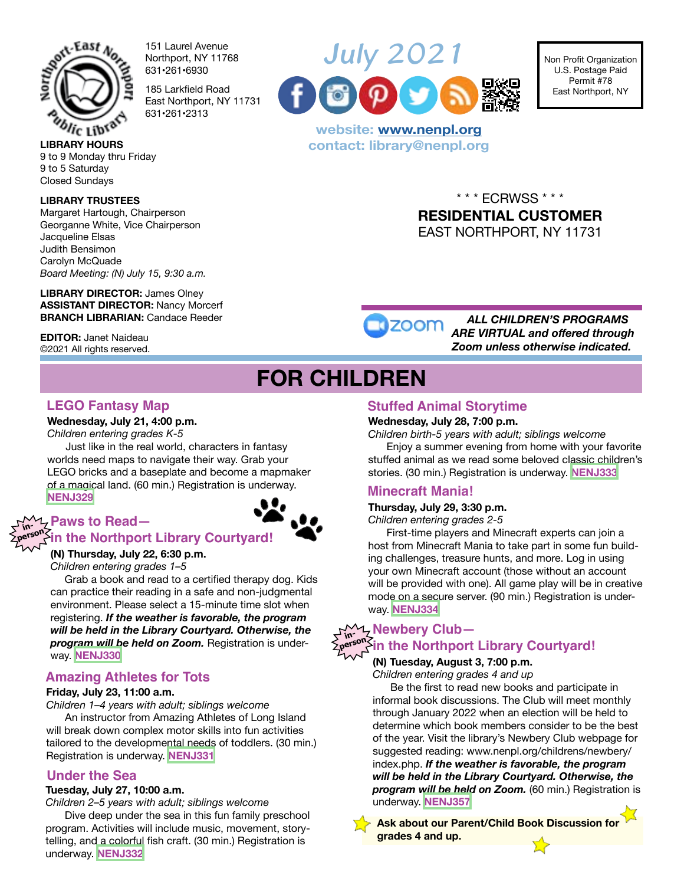Northport-East Northport Public Library

151 Laurel Avenue
Northport, NY 11768
631•261•6930

185 Larkfield Road
East Northport, NY 11731
631•261•2313

July 2021

website: www.nenpl.org
contact: library@nenpl.org

Non Profit Organization
U.S. Postage Paid
Permit #78
East Northport, NY

**LIBRARY HOURS**
9 to 9 Monday thru Friday
9 to 5 Saturday
Closed Sundays

**LIBRARY TRUSTEES**
Margaret Hartough, Chairperson
Georganne White, Vice Chairperson
Jacqueline Elsas
Judith Bensimon
Carolyn McQuade
*Board Meeting: (N) July 15, 9:30 a.m.*

**LIBRARY DIRECTOR:** James Olney
**ASSISTANT DIRECTOR:** Nancy Morcerf
**BRANCH LIBRARIAN:** Candace Reeder

**EDITOR:** Janet Naideau
©2021 All rights reserved.

\* \* \* ECRWSS \* \* \*
**RESIDENTIAL CUSTOMER**
EAST NORTHPORT, NY 11731

zoom ***ALL CHILDREN'S PROGRAMS ARE VIRTUAL and offered through Zoom unless otherwise indicated.***

# FOR CHILDREN

## LEGO Fantasy Map

**Wednesday, July 21, 4:00 p.m.**
*Children entering grades K-5*

Just like in the real world, characters in fantasy worlds need maps to navigate their way. Grab your LEGO bricks and a baseplate and become a mapmaker of a magical land. (60 min.) Registration is underway. **NENJ329**

## Paws to Read— in the Northport Library Courtyard!

in-person

**(N) Thursday, July 22, 6:30 p.m.**
*Children entering grades 1–5*

Grab a book and read to a certified therapy dog. Kids can practice their reading in a safe and non-judgmental environment. Please select a 15-minute time slot when registering. ***If the weather is favorable, the program will be held in the Library Courtyard. Otherwise, the program will be held on Zoom.*** Registration is underway. **NENJ330**

## Amazing Athletes for Tots

**Friday, July 23, 11:00 a.m.**
*Children 1–4 years with adult; siblings welcome*

An instructor from Amazing Athletes of Long Island will break down complex motor skills into fun activities tailored to the developmental needs of toddlers. (30 min.) Registration is underway. **NENJ331**

## Under the Sea

**Tuesday, July 27, 10:00 a.m.**
*Children 2–5 years with adult; siblings welcome*

Dive deep under the sea in this fun family preschool program. Activities will include music, movement, storytelling, and a colorful fish craft. (30 min.) Registration is underway. **NENJ332**

## Stuffed Animal Storytime

**Wednesday, July 28, 7:00 p.m.**
*Children birth-5 years with adult; siblings welcome*

Enjoy a summer evening from home with your favorite stuffed animal as we read some beloved classic children's stories. (30 min.) Registration is underway. **NENJ333**

## Minecraft Mania!

**Thursday, July 29, 3:30 p.m.**
*Children entering grades 2-5*

First-time players and Minecraft experts can join a host from Minecraft Mania to take part in some fun building challenges, treasure hunts, and more. Log in using your own Minecraft account (those without an account will be provided with one). All game play will be in creative mode on a secure server. (90 min.) Registration is underway. **NENJ334**

## Newbery Club— in the Northport Library Courtyard!

in-person

**(N) Tuesday, August 3, 7:00 p.m.**
*Children entering grades 4 and up*

Be the first to read new books and participate in informal book discussions. The Club will meet monthly through January 2022 when an election will be held to determine which book members consider to be the best of the year. Visit the library's Newbery Club webpage for suggested reading: www.nenpl.org/childrens/newbery/index.php. ***If the weather is favorable, the program will be held in the Library Courtyard. Otherwise, the program will be held on Zoom.*** (60 min.) Registration is underway. **NENJ357**

**Ask about our Parent/Child Book Discussion for grades 4 and up.**